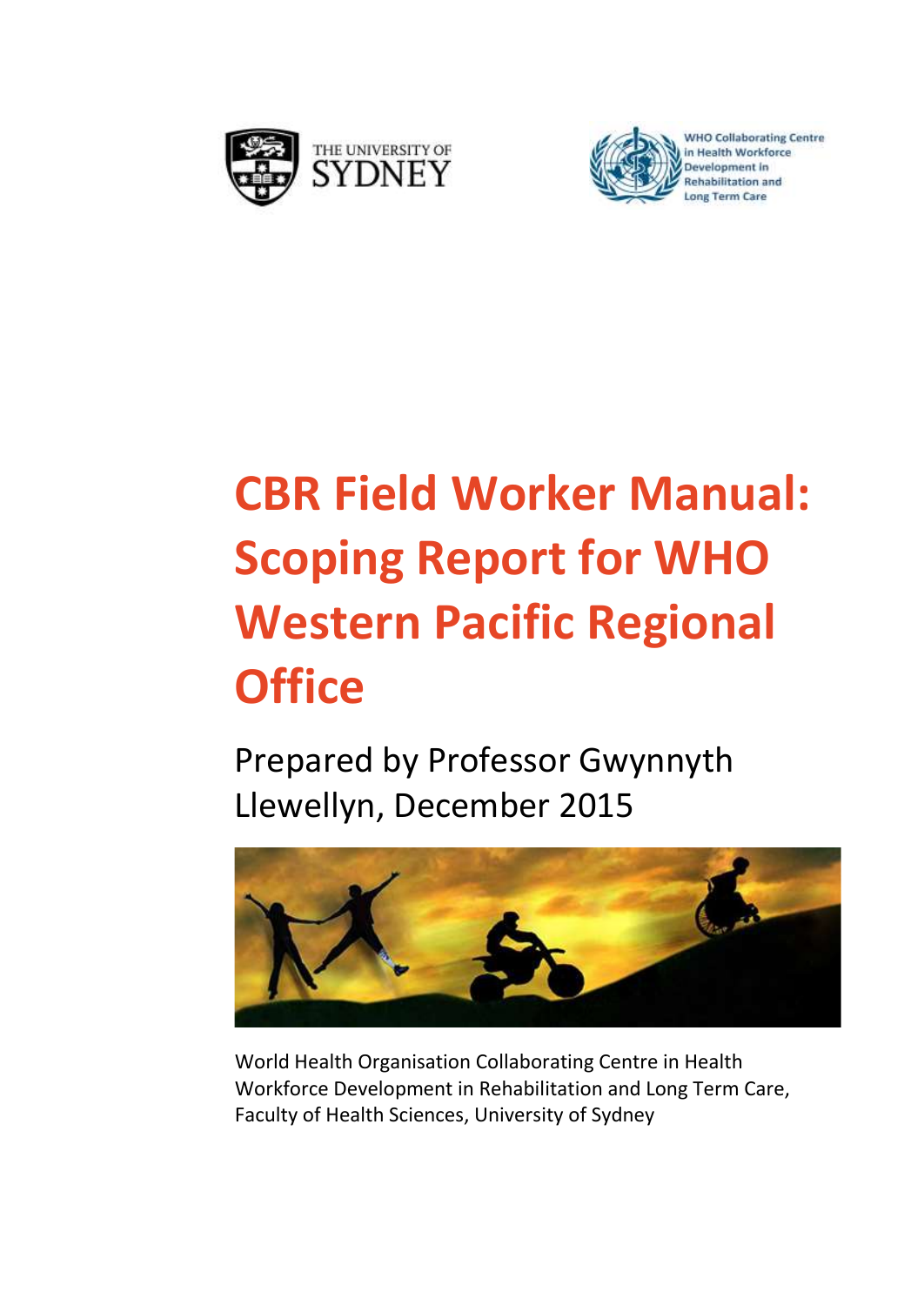THE UNIVERSITY OF SYDNEY

WHO Collaborating Centre in Health Workforce Development in Rehabilitation and Long Term Care

# CBR Field Worker Manual: Scoping Report for WHO Western Pacific Regional Office

Prepared by Professor Gwynnyth Llewellyn, December 2015

World Health Organisation Collaborating Centre in Health Workforce Development in Rehabilitation and Long Term Care, Faculty of Health Sciences, University of Sydney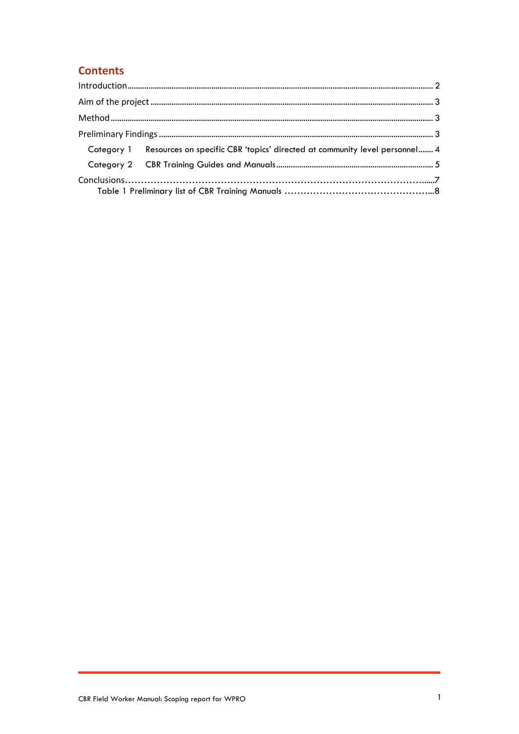## Contents

Introduction ..... 2

Aim of the project ..... 3

Method ..... 3

Preliminary Findings ..... 3

- Category 1 Resources on specific CBR 'topics' directed at community level personnel ..... 4
- Category 2 CBR Training Guides and Manuals ..... 5

Conclusions ..... 7

- Table 1 Preliminary list of CBR Training Manuals ..... 8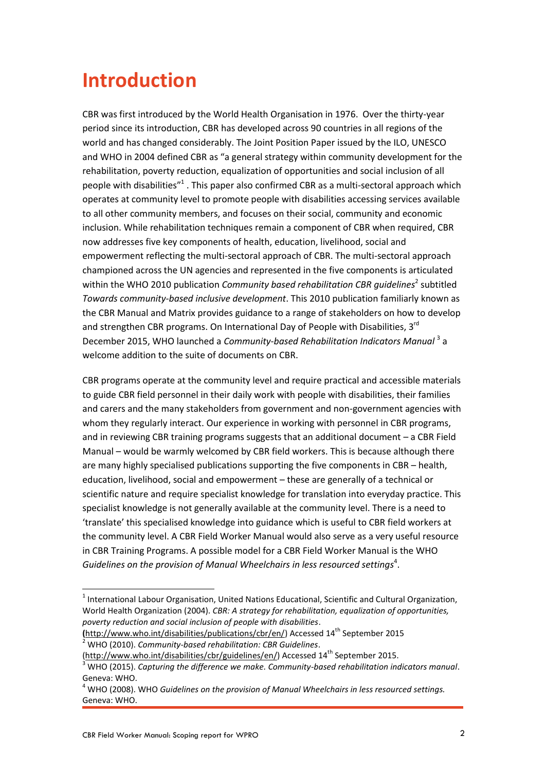# Introduction

CBR was first introduced by the World Health Organisation in 1976. Over the thirty-year period since its introduction, CBR has developed across 90 countries in all regions of the world and has changed considerably. The Joint Position Paper issued by the ILO, UNESCO and WHO in 2004 defined CBR as "a general strategy within community development for the rehabilitation, poverty reduction, equalization of opportunities and social inclusion of all people with disabilities"[1] . This paper also confirmed CBR as a multi-sectoral approach which operates at community level to promote people with disabilities accessing services available to all other community members, and focuses on their social, community and economic inclusion. While rehabilitation techniques remain a component of CBR when required, CBR now addresses five key components of health, education, livelihood, social and empowerment reflecting the multi-sectoral approach of CBR. The multi-sectoral approach championed across the UN agencies and represented in the five components is articulated within the WHO 2010 publication *Community based rehabilitation CBR guidelines*[2] subtitled *Towards community-based inclusive development*. This 2010 publication familiarly known as the CBR Manual and Matrix provides guidance to a range of stakeholders on how to develop and strengthen CBR programs. On International Day of People with Disabilities, 3rd December 2015, WHO launched a *Community-based Rehabilitation Indicators Manual* [3] a welcome addition to the suite of documents on CBR.

CBR programs operate at the community level and require practical and accessible materials to guide CBR field personnel in their daily work with people with disabilities, their families and carers and the many stakeholders from government and non-government agencies with whom they regularly interact. Our experience in working with personnel in CBR programs, and in reviewing CBR training programs suggests that an additional document – a CBR Field Manual – would be warmly welcomed by CBR field workers. This is because although there are many highly specialised publications supporting the five components in CBR – health, education, livelihood, social and empowerment – these are generally of a technical or scientific nature and require specialist knowledge for translation into everyday practice. This specialist knowledge is not generally available at the community level. There is a need to 'translate' this specialised knowledge into guidance which is useful to CBR field workers at the community level. A CBR Field Worker Manual would also serve as a very useful resource in CBR Training Programs. A possible model for a CBR Field Worker Manual is the WHO *Guidelines on the provision of Manual Wheelchairs in less resourced settings*[4].

---

[1] International Labour Organisation, United Nations Educational, Scientific and Cultural Organization, World Health Organization (2004). *CBR: A strategy for rehabilitation, equalization of opportunities, poverty reduction and social inclusion of people with disabilities*. (http://www.who.int/disabilities/publications/cbr/en/) Accessed 14th September 2015

[2] WHO (2010). *Community-based rehabilitation: CBR Guidelines*. (http://www.who.int/disabilities/cbr/guidelines/en/) Accessed 14th September 2015.

[3] WHO (2015). *Capturing the difference we make. Community-based rehabilitation indicators manual*. Geneva: WHO.

[4] WHO (2008). WHO *Guidelines on the provision of Manual Wheelchairs in less resourced settings.* Geneva: WHO.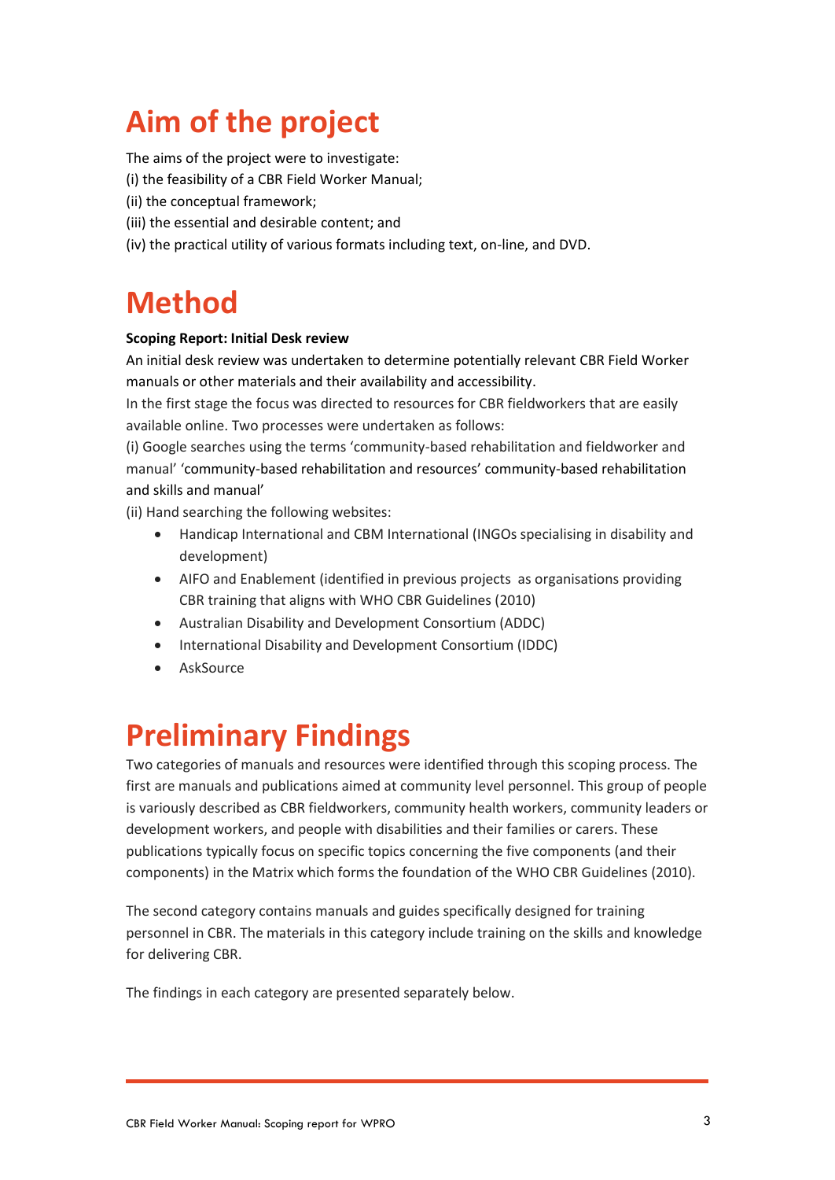# Aim of the project

The aims of the project were to investigate:
(i) the feasibility of a CBR Field Worker Manual;
(ii) the conceptual framework;
(iii) the essential and desirable content; and
(iv) the practical utility of various formats including text, on-line, and DVD.

# Method

**Scoping Report: Initial Desk review**

An initial desk review was undertaken to determine potentially relevant CBR Field Worker manuals or other materials and their availability and accessibility.

In the first stage the focus was directed to resources for CBR fieldworkers that are easily available online. Two processes were undertaken as follows:

(i) Google searches using the terms 'community-based rehabilitation and fieldworker and manual' 'community-based rehabilitation and resources' community-based rehabilitation and skills and manual'

(ii) Hand searching the following websites:

- Handicap International and CBM International (INGOs specialising in disability and development)
- AIFO and Enablement (identified in previous projects as organisations providing CBR training that aligns with WHO CBR Guidelines (2010)
- Australian Disability and Development Consortium (ADDC)
- International Disability and Development Consortium (IDDC)
- AskSource

# Preliminary Findings

Two categories of manuals and resources were identified through this scoping process. The first are manuals and publications aimed at community level personnel. This group of people is variously described as CBR fieldworkers, community health workers, community leaders or development workers, and people with disabilities and their families or carers. These publications typically focus on specific topics concerning the five components (and their components) in the Matrix which forms the foundation of the WHO CBR Guidelines (2010).

The second category contains manuals and guides specifically designed for training personnel in CBR. The materials in this category include training on the skills and knowledge for delivering CBR.

The findings in each category are presented separately below.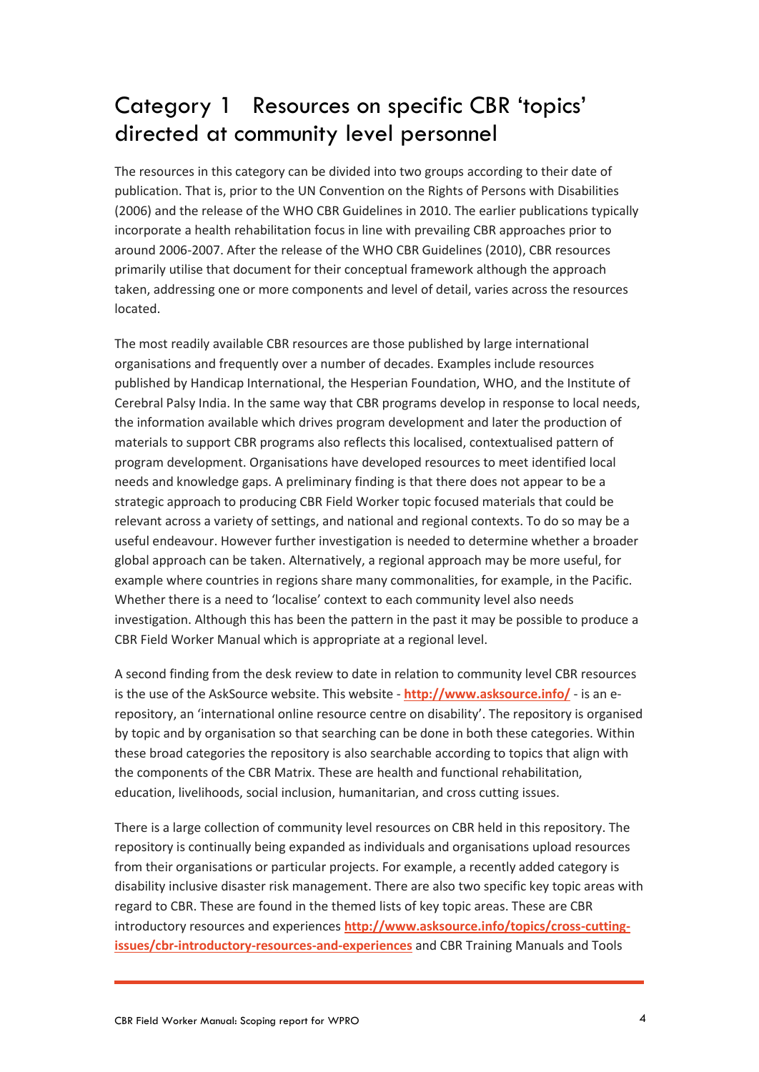# Category 1 Resources on specific CBR 'topics' directed at community level personnel

The resources in this category can be divided into two groups according to their date of publication. That is, prior to the UN Convention on the Rights of Persons with Disabilities (2006) and the release of the WHO CBR Guidelines in 2010. The earlier publications typically incorporate a health rehabilitation focus in line with prevailing CBR approaches prior to around 2006-2007. After the release of the WHO CBR Guidelines (2010), CBR resources primarily utilise that document for their conceptual framework although the approach taken, addressing one or more components and level of detail, varies across the resources located.

The most readily available CBR resources are those published by large international organisations and frequently over a number of decades. Examples include resources published by Handicap International, the Hesperian Foundation, WHO, and the Institute of Cerebral Palsy India. In the same way that CBR programs develop in response to local needs, the information available which drives program development and later the production of materials to support CBR programs also reflects this localised, contextualised pattern of program development. Organisations have developed resources to meet identified local needs and knowledge gaps. A preliminary finding is that there does not appear to be a strategic approach to producing CBR Field Worker topic focused materials that could be relevant across a variety of settings, and national and regional contexts. To do so may be a useful endeavour. However further investigation is needed to determine whether a broader global approach can be taken. Alternatively, a regional approach may be more useful, for example where countries in regions share many commonalities, for example, in the Pacific. Whether there is a need to 'localise' context to each community level also needs investigation. Although this has been the pattern in the past it may be possible to produce a CBR Field Worker Manual which is appropriate at a regional level.

A second finding from the desk review to date in relation to community level CBR resources is the use of the AskSource website. This website - **http://www.asksource.info/** - is an e-repository, an 'international online resource centre on disability'. The repository is organised by topic and by organisation so that searching can be done in both these categories. Within these broad categories the repository is also searchable according to topics that align with the components of the CBR Matrix. These are health and functional rehabilitation, education, livelihoods, social inclusion, humanitarian, and cross cutting issues.

There is a large collection of community level resources on CBR held in this repository. The repository is continually being expanded as individuals and organisations upload resources from their organisations or particular projects. For example, a recently added category is disability inclusive disaster risk management. There are also two specific key topic areas with regard to CBR. These are found in the themed lists of key topic areas. These are CBR introductory resources and experiences **http://www.asksource.info/topics/cross-cutting-issues/cbr-introductory-resources-and-experiences** and CBR Training Manuals and Tools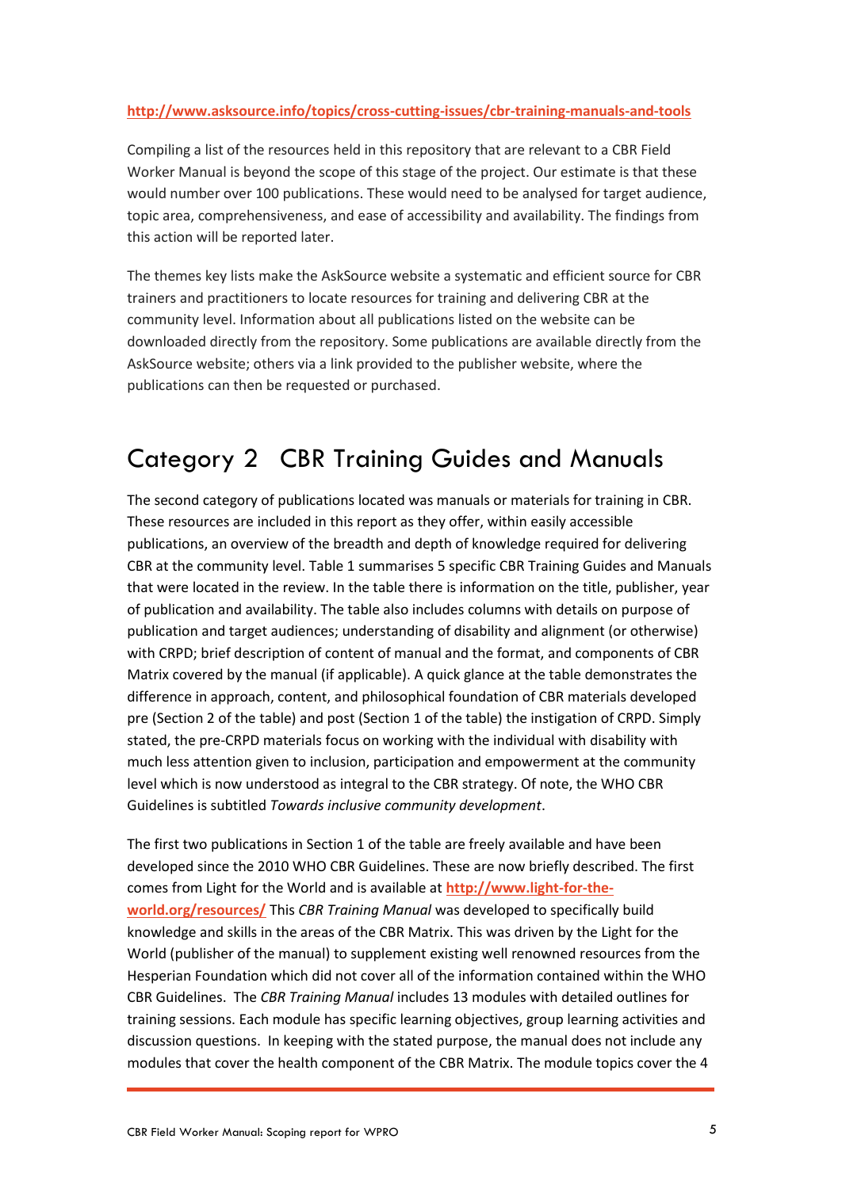http://www.asksource.info/topics/cross-cutting-issues/cbr-training-manuals-and-tools

Compiling a list of the resources held in this repository that are relevant to a CBR Field Worker Manual is beyond the scope of this stage of the project. Our estimate is that these would number over 100 publications. These would need to be analysed for target audience, topic area, comprehensiveness, and ease of accessibility and availability. The findings from this action will be reported later.

The themes key lists make the AskSource website a systematic and efficient source for CBR trainers and practitioners to locate resources for training and delivering CBR at the community level. Information about all publications listed on the website can be downloaded directly from the repository. Some publications are available directly from the AskSource website; others via a link provided to the publisher website, where the publications can then be requested or purchased.

# Category 2 CBR Training Guides and Manuals

The second category of publications located was manuals or materials for training in CBR. These resources are included in this report as they offer, within easily accessible publications, an overview of the breadth and depth of knowledge required for delivering CBR at the community level. Table 1 summarises 5 specific CBR Training Guides and Manuals that were located in the review. In the table there is information on the title, publisher, year of publication and availability. The table also includes columns with details on purpose of publication and target audiences; understanding of disability and alignment (or otherwise) with CRPD; brief description of content of manual and the format, and components of CBR Matrix covered by the manual (if applicable). A quick glance at the table demonstrates the difference in approach, content, and philosophical foundation of CBR materials developed pre (Section 2 of the table) and post (Section 1 of the table) the instigation of CRPD. Simply stated, the pre-CRPD materials focus on working with the individual with disability with much less attention given to inclusion, participation and empowerment at the community level which is now understood as integral to the CBR strategy. Of note, the WHO CBR Guidelines is subtitled *Towards inclusive community development*.

The first two publications in Section 1 of the table are freely available and have been developed since the 2010 WHO CBR Guidelines. These are now briefly described. The first comes from Light for the World and is available at http://www.light-for-the-world.org/resources/ This *CBR Training Manual* was developed to specifically build knowledge and skills in the areas of the CBR Matrix. This was driven by the Light for the World (publisher of the manual) to supplement existing well renowned resources from the Hesperian Foundation which did not cover all of the information contained within the WHO CBR Guidelines. The *CBR Training Manual* includes 13 modules with detailed outlines for training sessions. Each module has specific learning objectives, group learning activities and discussion questions. In keeping with the stated purpose, the manual does not include any modules that cover the health component of the CBR Matrix. The module topics cover the 4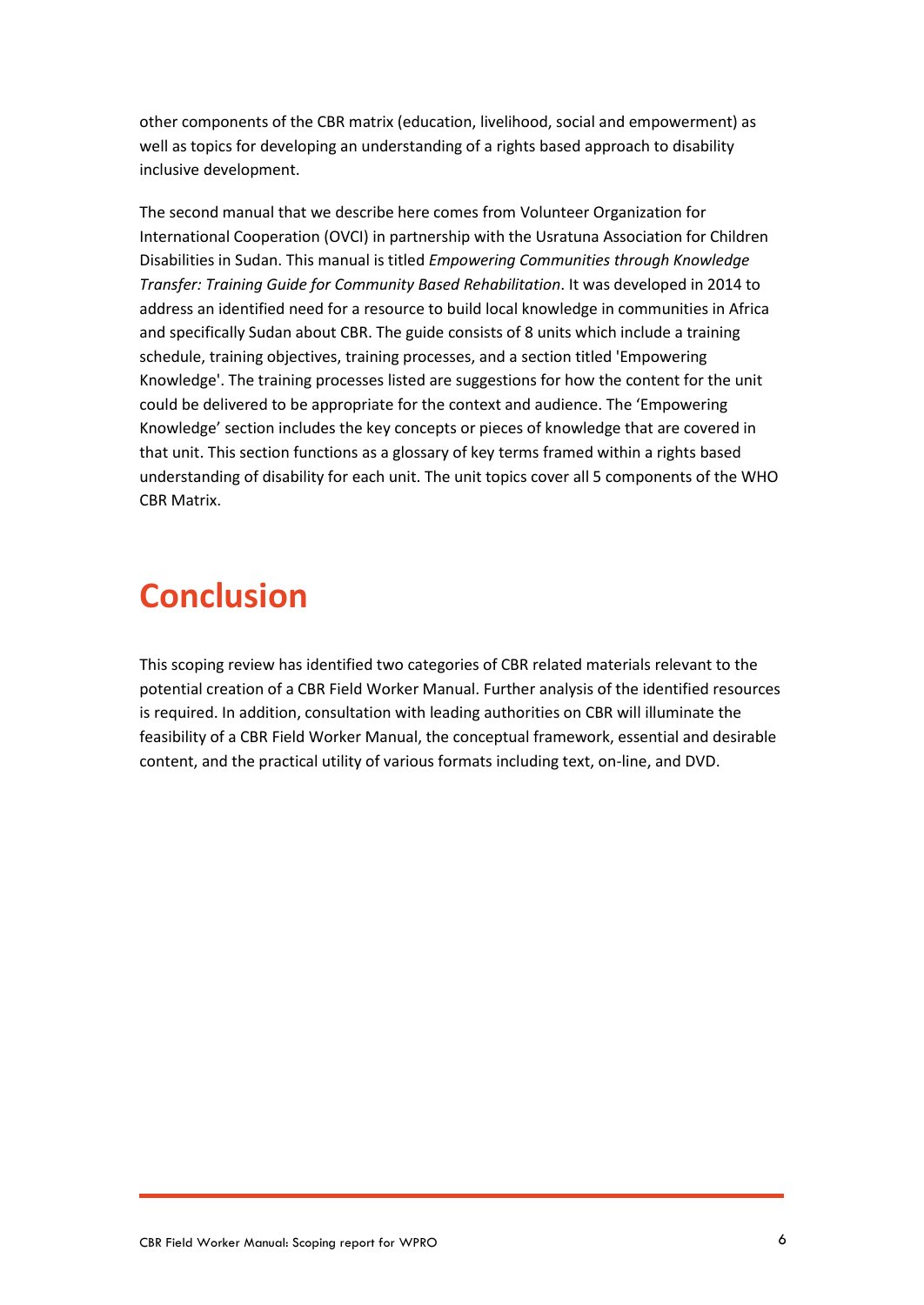other components of the CBR matrix (education, livelihood, social and empowerment) as well as topics for developing an understanding of a rights based approach to disability inclusive development.

The second manual that we describe here comes from Volunteer Organization for International Cooperation (OVCI) in partnership with the Usratuna Association for Children Disabilities in Sudan. This manual is titled *Empowering Communities through Knowledge Transfer: Training Guide for Community Based Rehabilitation*. It was developed in 2014 to address an identified need for a resource to build local knowledge in communities in Africa and specifically Sudan about CBR. The guide consists of 8 units which include a training schedule, training objectives, training processes, and a section titled 'Empowering Knowledge'. The training processes listed are suggestions for how the content for the unit could be delivered to be appropriate for the context and audience. The 'Empowering Knowledge' section includes the key concepts or pieces of knowledge that are covered in that unit. This section functions as a glossary of key terms framed within a rights based understanding of disability for each unit. The unit topics cover all 5 components of the WHO CBR Matrix.

# Conclusion

This scoping review has identified two categories of CBR related materials relevant to the potential creation of a CBR Field Worker Manual. Further analysis of the identified resources is required. In addition, consultation with leading authorities on CBR will illuminate the feasibility of a CBR Field Worker Manual, the conceptual framework, essential and desirable content, and the practical utility of various formats including text, on-line, and DVD.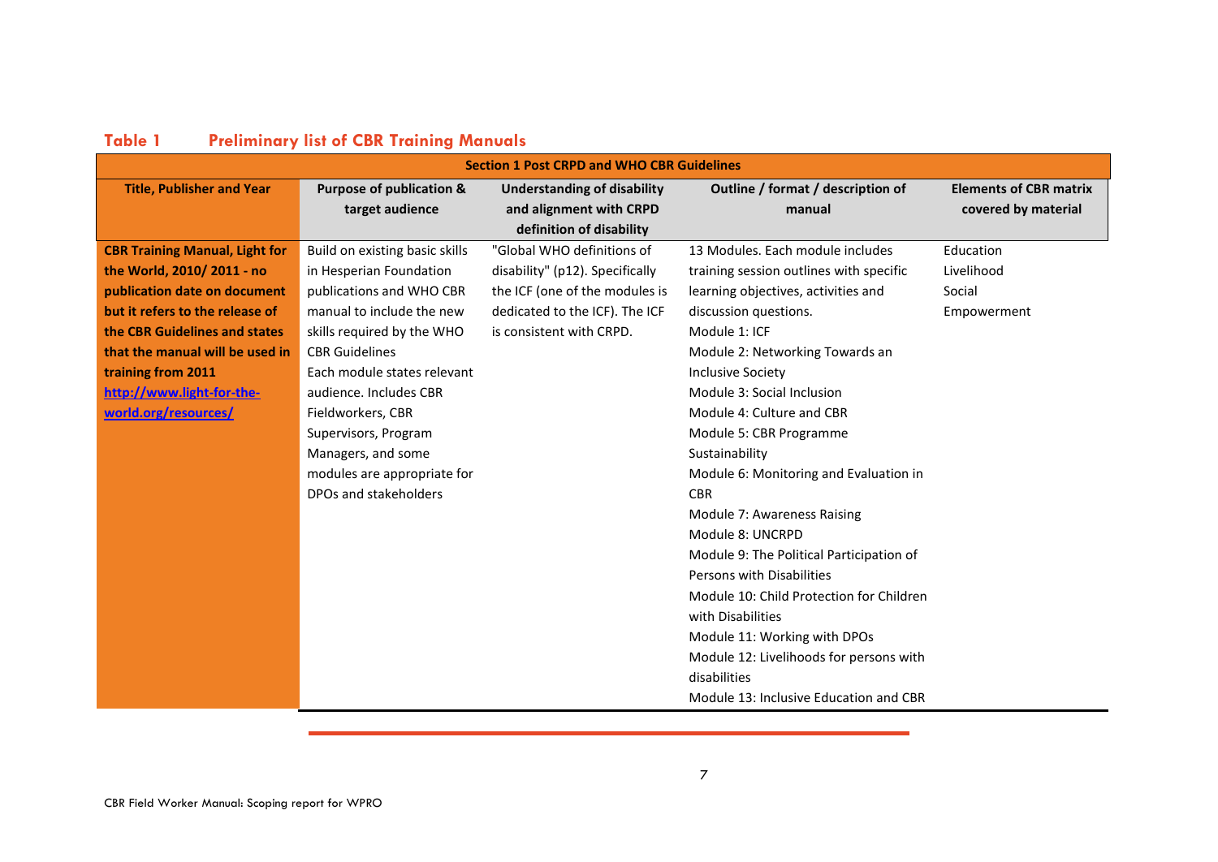**Table 1 Preliminary list of CBR Training Manuals**

| Section 1 Post CRPD and WHO CBR Guidelines | | | | |
|---|---|---|---|---|
| **Title, Publisher and Year** | **Purpose of publication & target audience** | **Understanding of disability and alignment with CRPD definition of disability** | **Outline / format / description of manual** | **Elements of CBR matrix covered by material** |
| **CBR Training Manual, Light for the World, 2010/ 2011 - no publication date on document but it refers to the release of the CBR Guidelines and states that the manual will be used in training from 2011** **http://www.light-for-the-world.org/resources/** | Build on existing basic skills in Hesperian Foundation publications and WHO CBR manual to include the new skills required by the WHO CBR Guidelines<br>Each module states relevant audience. Includes CBR Fieldworkers, CBR Supervisors, Program Managers, and some modules are appropriate for DPOs and stakeholders | "Global WHO definitions of disability" (p12). Specifically the ICF (one of the modules is dedicated to the ICF). The ICF is consistent with CRPD. | 13 Modules. Each module includes training session outlines with specific learning objectives, activities and discussion questions.<br>Module 1: ICF<br>Module 2: Networking Towards an Inclusive Society<br>Module 3: Social Inclusion<br>Module 4: Culture and CBR<br>Module 5: CBR Programme Sustainability<br>Module 6: Monitoring and Evaluation in CBR<br>Module 7: Awareness Raising<br>Module 8: UNCRPD<br>Module 9: The Political Participation of Persons with Disabilities<br>Module 10: Child Protection for Children with Disabilities<br>Module 11: Working with DPOs<br>Module 12: Livelihoods for persons with disabilities<br>Module 13: Inclusive Education and CBR | Education<br>Livelihood<br>Social<br>Empowerment |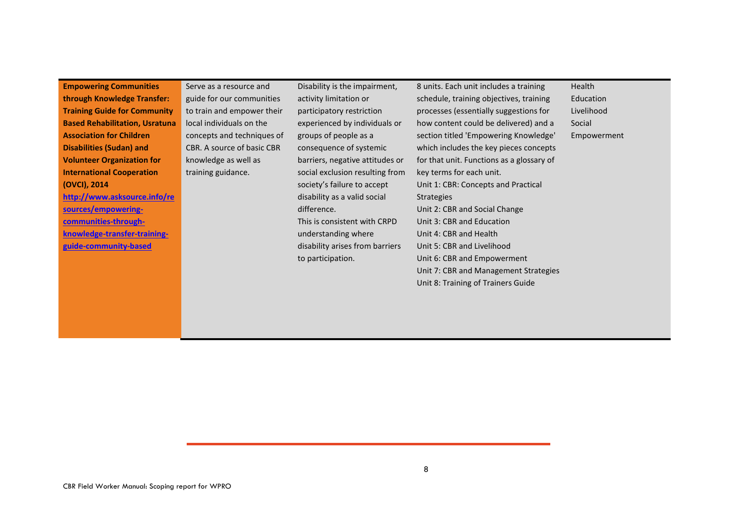| | | | | |
|---|---|---|---|---|
| **Empowering Communities through Knowledge Transfer: Training Guide for Community Based Rehabilitation, Usratuna Association for Children Disabilities (Sudan) and Volunteer Organization for International Cooperation (OVCI), 2014** [http://www.asksource.info/resources/empowering-communities-through-knowledge-transfer-training-guide-community-based](http://www.asksource.info/resources/empowering-communities-through-knowledge-transfer-training-guide-community-based) | Serve as a resource and guide for our communities to train and empower their local individuals on the concepts and techniques of CBR. A source of basic CBR knowledge as well as training guidance. | Disability is the impairment, activity limitation or participatory restriction experienced by individuals or groups of people as a consequence of systemic barriers, negative attitudes or social exclusion resulting from society's failure to accept disability as a valid social difference.<br>This is consistent with CRPD understanding where disability arises from barriers to participation. | 8 units. Each unit includes a training schedule, training objectives, training processes (essentially suggestions for how content could be delivered) and a section titled 'Empowering Knowledge' which includes the key pieces concepts for that unit. Functions as a glossary of key terms for each unit.<br>Unit 1: CBR: Concepts and Practical Strategies<br>Unit 2: CBR and Social Change<br>Unit 3: CBR and Education<br>Unit 4: CBR and Health<br>Unit 5: CBR and Livelihood<br>Unit 6: CBR and Empowerment<br>Unit 7: CBR and Management Strategies<br>Unit 8: Training of Trainers Guide | Health<br>Education<br>Livelihood<br>Social<br>Empowerment |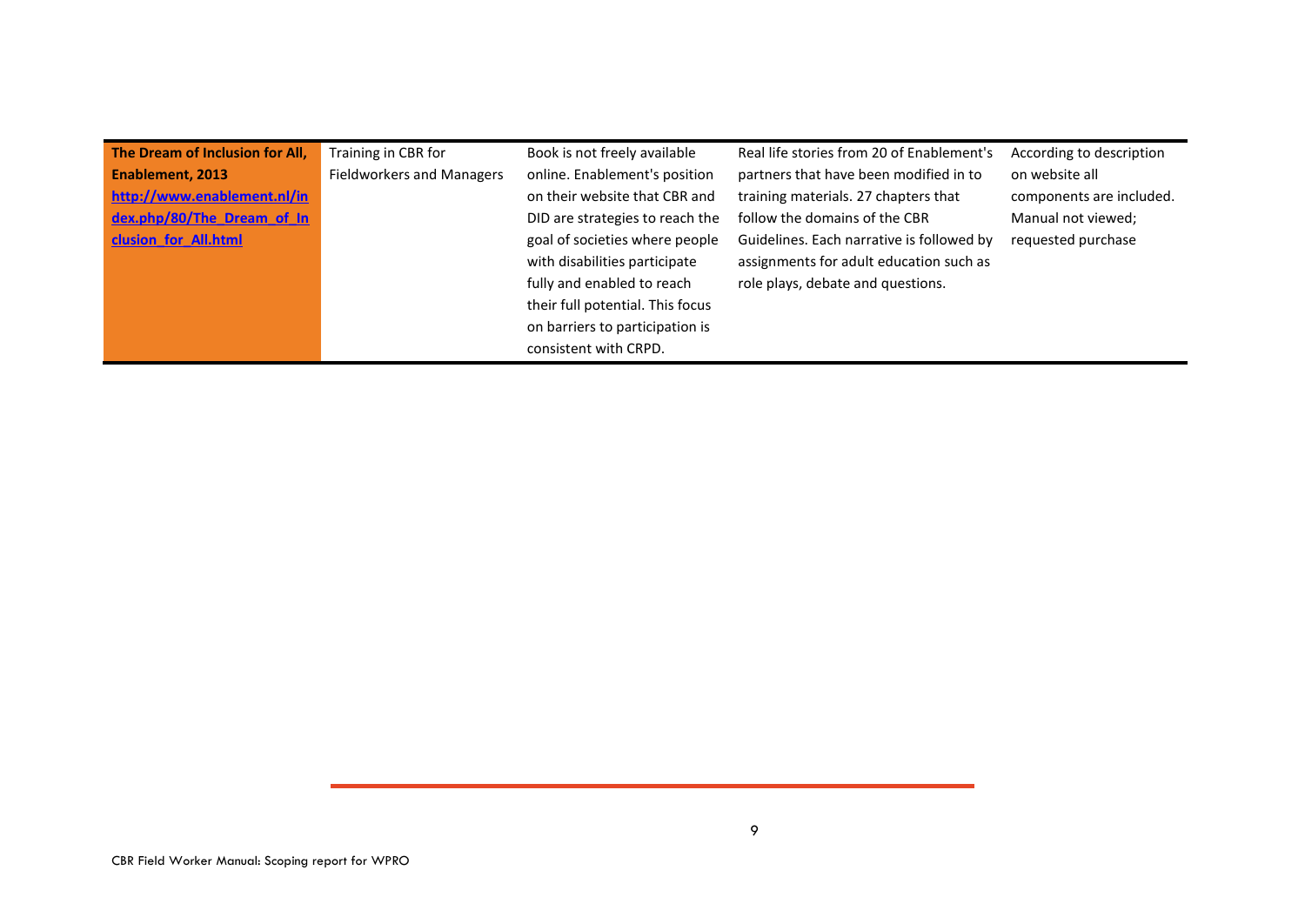| | | | | |
|---|---|---|---|---|
| **The Dream of Inclusion for All, Enablement, 2013** **http://www.enablement.nl/index.php/80/The_Dream_of_Inclusion_for_All.html** | Training in CBR for Fieldworkers and Managers | Book is not freely available online. Enablement's position on their website that CBR and DID are strategies to reach the goal of societies where people with disabilities participate fully and enabled to reach their full potential. This focus on barriers to participation is consistent with CRPD. | Real life stories from 20 of Enablement's partners that have been modified in to training materials. 27 chapters that follow the domains of the CBR Guidelines. Each narrative is followed by assignments for adult education such as role plays, debate and questions. | According to description on website all components are included. Manual not viewed; requested purchase |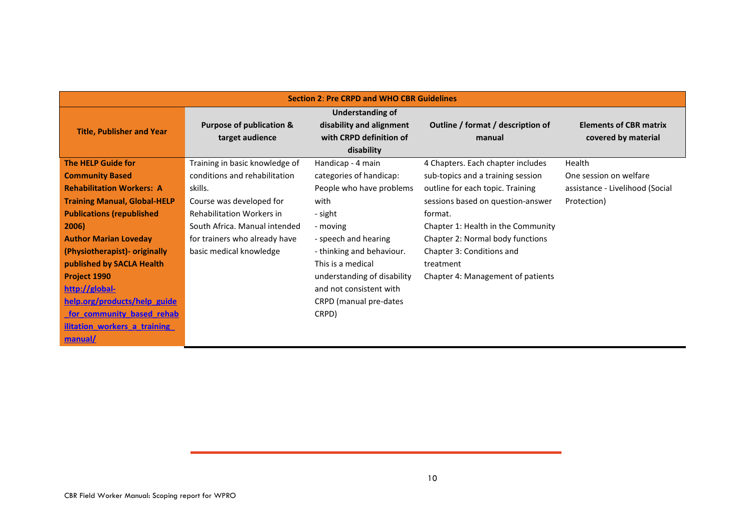| **Section 2: Pre CRPD and WHO CBR Guidelines** | | | | |
|---|---|---|---|---|
| **Title, Publisher and Year** | **Purpose of publication & target audience** | **Understanding of disability and alignment with CRPD definition of disability** | **Outline / format / description of manual** | **Elements of CBR matrix covered by material** |
| **The HELP Guide for Community Based Rehabilitation Workers: A Training Manual, Global-HELP Publications (republished 2006)** **Author Marian Loveday (Physiotherapist)- originally published by SACLA Health Project 1990** [http://global-help.org/products/help_guide_for_community_based_rehabilitation_workers_a_training_manual/](http://global-help.org/products/help_guide_for_community_based_rehabilitation_workers_a_training_manual/) | Training in basic knowledge of conditions and rehabilitation skills. Course was developed for Rehabilitation Workers in South Africa. Manual intended for trainers who already have basic medical knowledge | Handicap - 4 main categories of handicap: People who have problems with - sight - moving - speech and hearing - thinking and behaviour. This is a medical understanding of disability and not consistent with CRPD (manual pre-dates CRPD) | 4 Chapters. Each chapter includes sub-topics and a training session outline for each topic. Training sessions based on question-answer format. Chapter 1: Health in the Community Chapter 2: Normal body functions Chapter 3: Conditions and treatment Chapter 4: Management of patients | Health One session on welfare assistance - Livelihood (Social Protection) |

CBR Field Worker Manual: Scoping report for WPRO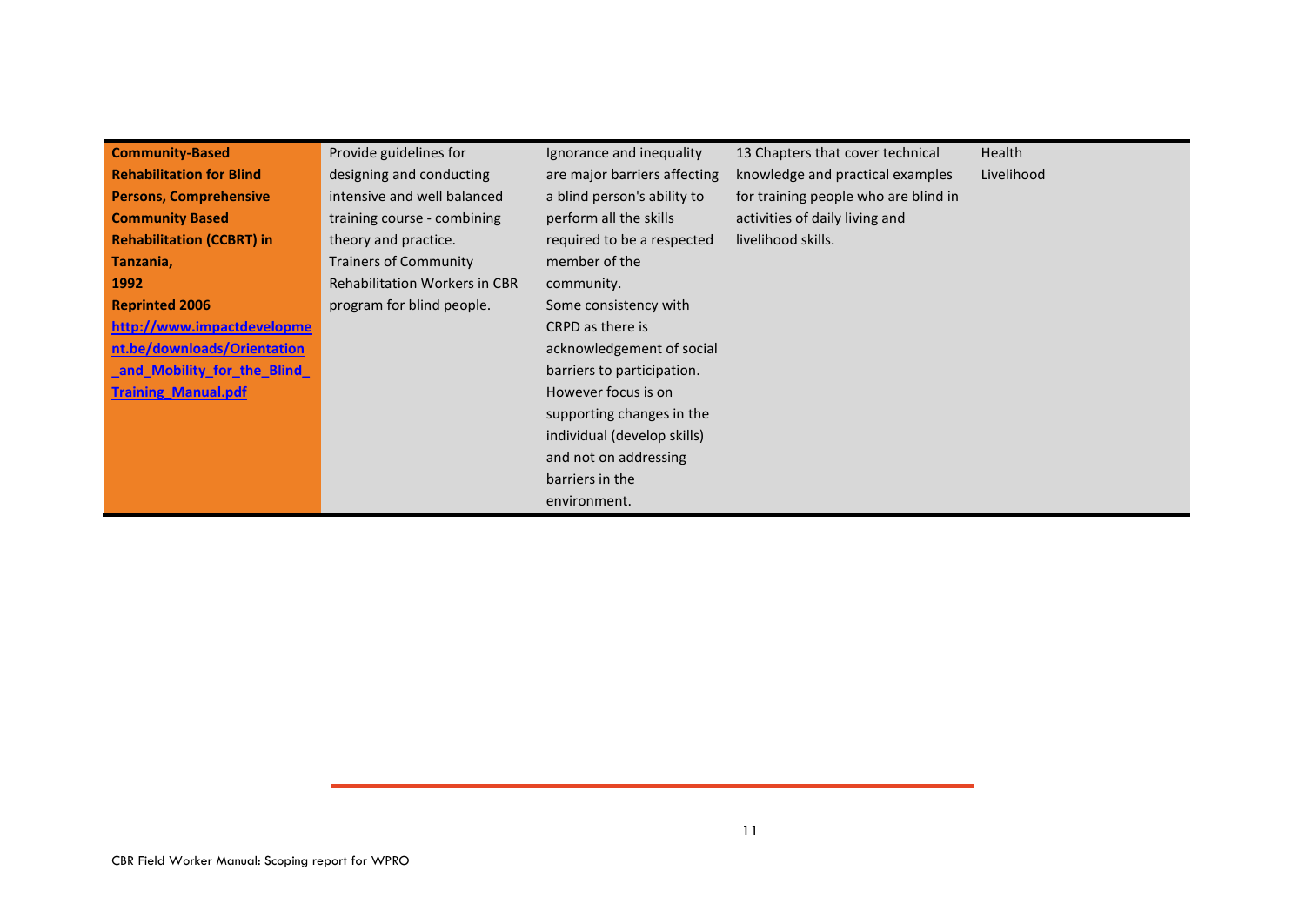| | | | | |
|---|---|---|---|---|
| **Community-Based Rehabilitation for Blind Persons, Comprehensive Community Based Rehabilitation (CCBRT) in Tanzania, 1992 Reprinted 2006** **[http://www.impactdevelopment.be/downloads/Orientation_and_Mobility_for_the_Blind_Training_Manual.pdf](http://www.impactdevelopment.be/downloads/Orientation_and_Mobility_for_the_Blind_Training_Manual.pdf)** | Provide guidelines for designing and conducting intensive and well balanced training course - combining theory and practice. Trainers of Community Rehabilitation Workers in CBR program for blind people. | Ignorance and inequality are major barriers affecting a blind person's ability to perform all the skills required to be a respected member of the community. Some consistency with CRPD as there is acknowledgement of social barriers to participation. However focus is on supporting changes in the individual (develop skills) and not on addressing barriers in the environment. | 13 Chapters that cover technical knowledge and practical examples for training people who are blind in activities of daily living and livelihood skills. | Health Livelihood |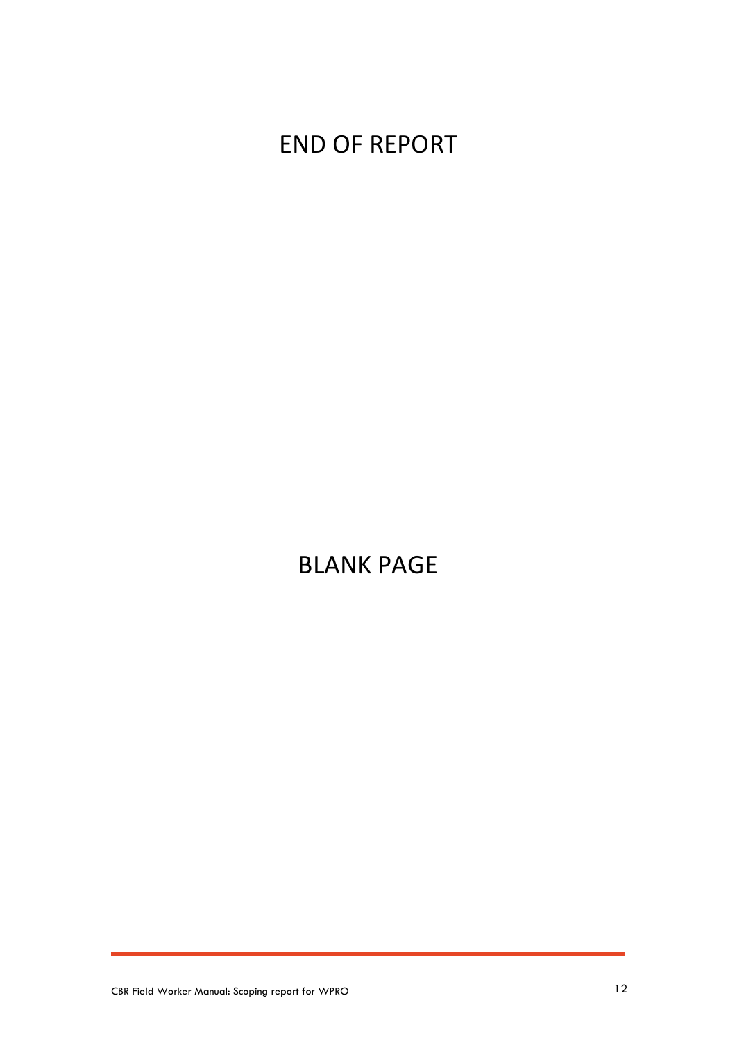END OF REPORT

BLANK PAGE